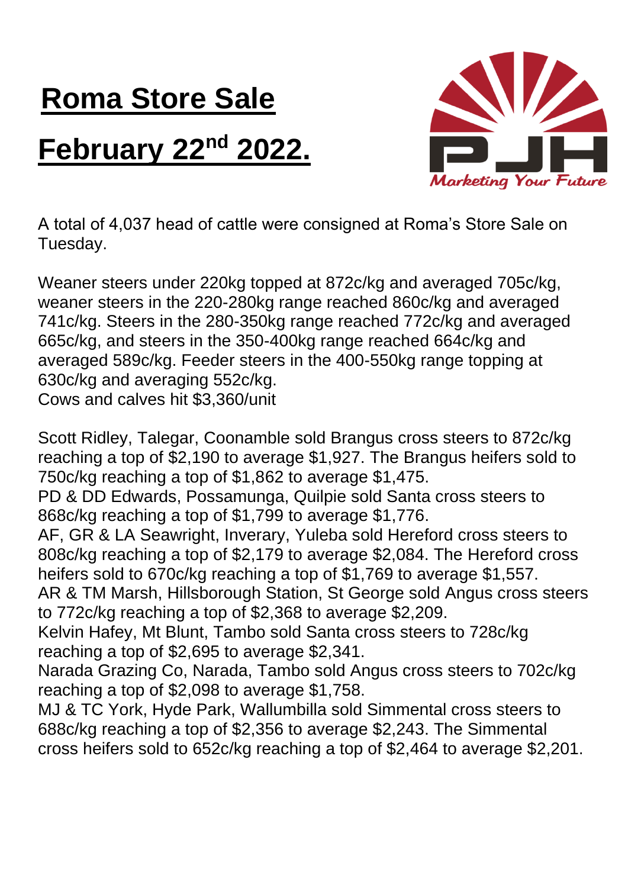# Roma Store Sale

# February 22nd 2022.

A total of 4,037 head of cattle were consigned at Roma's Store Sale on Tuesday.

Weaner steers under 220kg topped at 872c/kg and averaged 705c/kg, weaner steers in the 220-280kg range reached 860c/kg and averaged 741c/kg. Steers in the 280-350kg range reached 772c/kg and averaged 665c/kg, and steers in the 350-400kg range reached 664c/kg and averaged 589c/kg. Feeder steers in the 400-550kg range topping at 630c/kg and averaging 552c/kg.
Cows and calves hit $3,360/unit

Scott Ridley, Talegar, Coonamble sold Brangus cross steers to 872c/kg reaching a top of $2,190 to average $1,927. The Brangus heifers sold to 750c/kg reaching a top of $1,862 to average $1,475.
PD & DD Edwards, Possamunga, Quilpie sold Santa cross steers to 868c/kg reaching a top of $1,799 to average $1,776.
AF, GR & LA Seawright, Inverary, Yuleba sold Hereford cross steers to 808c/kg reaching a top of $2,179 to average $2,084. The Hereford cross heifers sold to 670c/kg reaching a top of $1,769 to average $1,557.
AR & TM Marsh, Hillsborough Station, St George sold Angus cross steers to 772c/kg reaching a top of $2,368 to average $2,209.
Kelvin Hafey, Mt Blunt, Tambo sold Santa cross steers to 728c/kg reaching a top of $2,695 to average $2,341.
Narada Grazing Co, Narada, Tambo sold Angus cross steers to 702c/kg reaching a top of $2,098 to average $1,758.
MJ & TC York, Hyde Park, Wallumbilla sold Simmental cross steers to 688c/kg reaching a top of $2,356 to average $2,243. The Simmental cross heifers sold to 652c/kg reaching a top of $2,464 to average $2,201.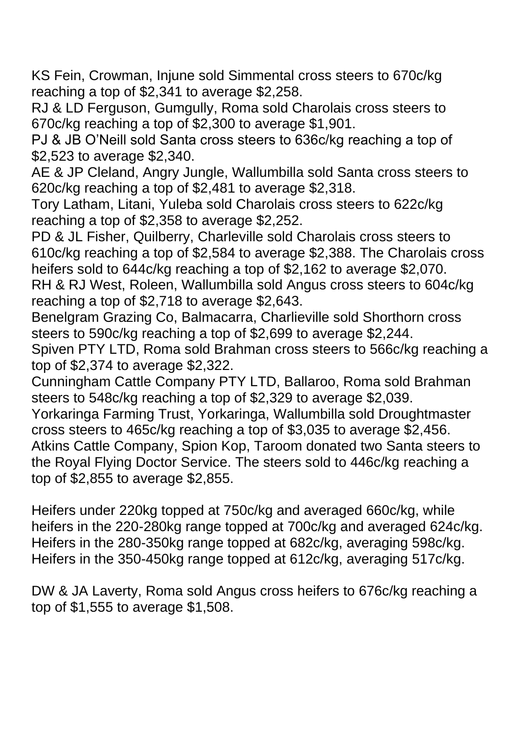KS Fein, Crowman, Injune sold Simmental cross steers to 670c/kg reaching a top of $2,341 to average $2,258.
RJ & LD Ferguson, Gumgully, Roma sold Charolais cross steers to 670c/kg reaching a top of $2,300 to average $1,901.
PJ & JB O'Neill sold Santa cross steers to 636c/kg reaching a top of $2,523 to average $2,340.
AE & JP Cleland, Angry Jungle, Wallumbilla sold Santa cross steers to 620c/kg reaching a top of $2,481 to average $2,318.
Tory Latham, Litani, Yuleba sold Charolais cross steers to 622c/kg reaching a top of $2,358 to average $2,252.
PD & JL Fisher, Quilberry, Charleville sold Charolais cross steers to 610c/kg reaching a top of $2,584 to average $2,388. The Charolais cross heifers sold to 644c/kg reaching a top of $2,162 to average $2,070.
RH & RJ West, Roleen, Wallumbilla sold Angus cross steers to 604c/kg reaching a top of $2,718 to average $2,643.
Benelgram Grazing Co, Balmacarra, Charlieville sold Shorthorn cross steers to 590c/kg reaching a top of $2,699 to average $2,244.
Spiven PTY LTD, Roma sold Brahman cross steers to 566c/kg reaching a top of $2,374 to average $2,322.
Cunningham Cattle Company PTY LTD, Ballaroo, Roma sold Brahman steers to 548c/kg reaching a top of $2,329 to average $2,039.
Yorkaringa Farming Trust, Yorkaringa, Wallumbilla sold Droughtmaster cross steers to 465c/kg reaching a top of $3,035 to average $2,456.
Atkins Cattle Company, Spion Kop, Taroom donated two Santa steers to the Royal Flying Doctor Service. The steers sold to 446c/kg reaching a top of $2,855 to average $2,855.

Heifers under 220kg topped at 750c/kg and averaged 660c/kg, while heifers in the 220-280kg range topped at 700c/kg and averaged 624c/kg. Heifers in the 280-350kg range topped at 682c/kg, averaging 598c/kg. Heifers in the 350-450kg range topped at 612c/kg, averaging 517c/kg.

DW & JA Laverty, Roma sold Angus cross heifers to 676c/kg reaching a top of $1,555 to average $1,508.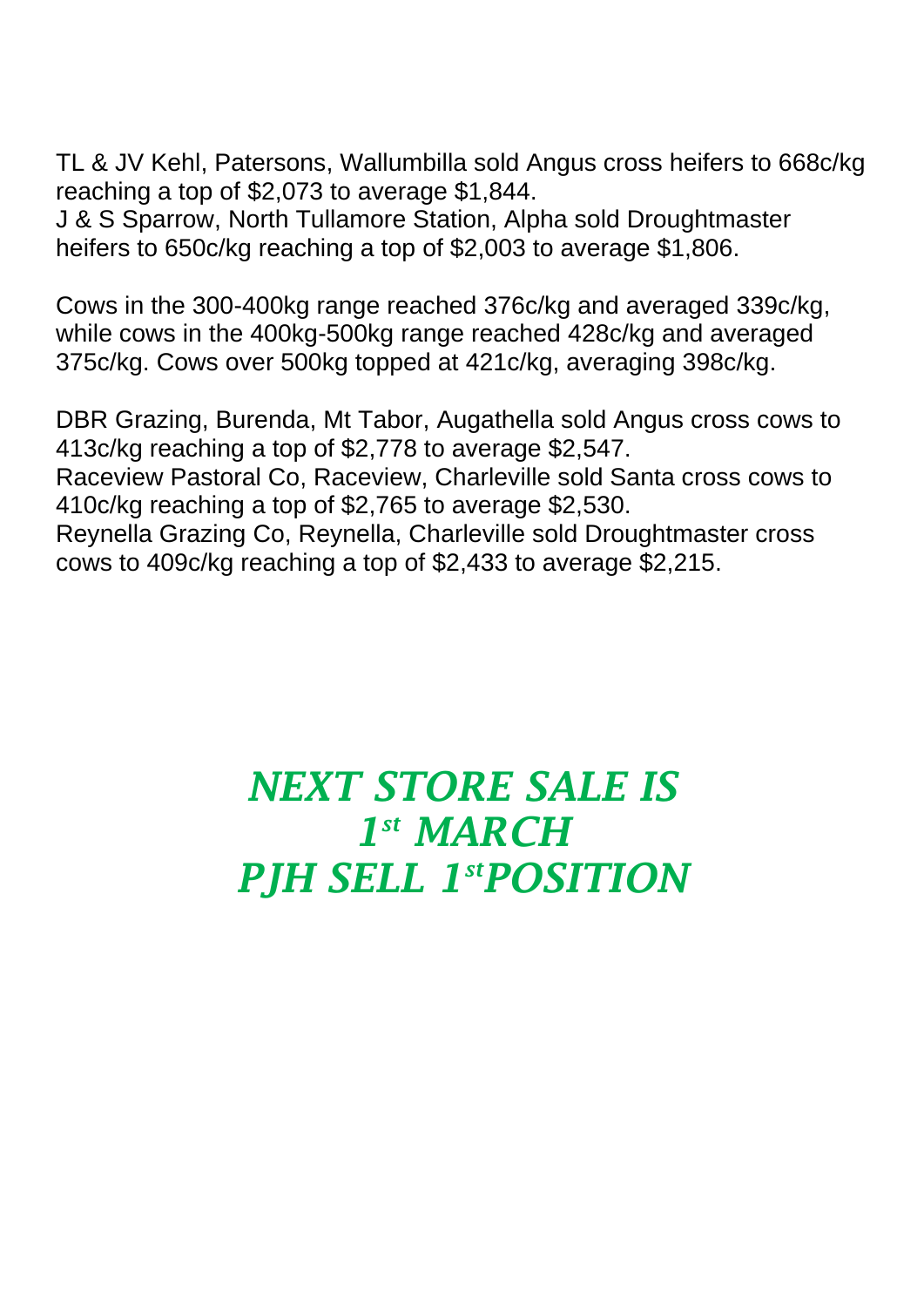TL & JV Kehl, Patersons, Wallumbilla sold Angus cross heifers to 668c/kg reaching a top of $2,073 to average $1,844.
J & S Sparrow, North Tullamore Station, Alpha sold Droughtmaster heifers to 650c/kg reaching a top of $2,003 to average $1,806.

Cows in the 300-400kg range reached 376c/kg and averaged 339c/kg, while cows in the 400kg-500kg range reached 428c/kg and averaged 375c/kg. Cows over 500kg topped at 421c/kg, averaging 398c/kg.

DBR Grazing, Burenda, Mt Tabor, Augathella sold Angus cross cows to 413c/kg reaching a top of $2,778 to average $2,547.
Raceview Pastoral Co, Raceview, Charleville sold Santa cross cows to 410c/kg reaching a top of $2,765 to average $2,530.
Reynella Grazing Co, Reynella, Charleville sold Droughtmaster cross cows to 409c/kg reaching a top of $2,433 to average $2,215.

***NEXT STORE SALE IS***
***1st MARCH***
***PJH SELL 1st POSITION***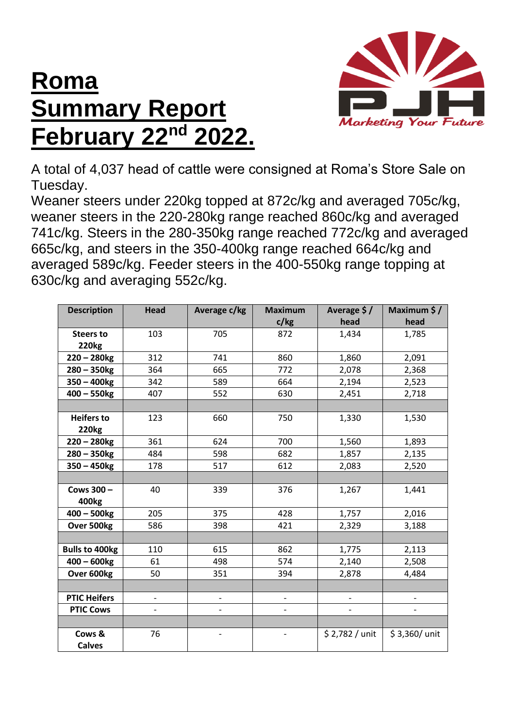# Roma Summary Report February 22nd 2022.

PJH
*Marketing Your Future*

A total of 4,037 head of cattle were consigned at Roma's Store Sale on Tuesday.
Weaner steers under 220kg topped at 872c/kg and averaged 705c/kg, weaner steers in the 220-280kg range reached 860c/kg and averaged 741c/kg. Steers in the 280-350kg range reached 772c/kg and averaged 665c/kg, and steers in the 350-400kg range reached 664c/kg and averaged 589c/kg. Feeder steers in the 400-550kg range topping at 630c/kg and averaging 552c/kg.

| Description | Head | Average c/kg | Maximum c/kg | Average $ / head | Maximum $ / head |
|---|---|---|---|---|---|
| **Steers to 220kg** | 103 | 705 | 872 | 1,434 | 1,785 |
| **220 – 280kg** | 312 | 741 | 860 | 1,860 | 2,091 |
| **280 – 350kg** | 364 | 665 | 772 | 2,078 | 2,368 |
| **350 – 400kg** | 342 | 589 | 664 | 2,194 | 2,523 |
| **400 – 550kg** | 407 | 552 | 630 | 2,451 | 2,718 |
| | | | | | |
| **Heifers to 220kg** | 123 | 660 | 750 | 1,330 | 1,530 |
| **220 – 280kg** | 361 | 624 | 700 | 1,560 | 1,893 |
| **280 – 350kg** | 484 | 598 | 682 | 1,857 | 2,135 |
| **350 – 450kg** | 178 | 517 | 612 | 2,083 | 2,520 |
| | | | | | |
| **Cows 300 – 400kg** | 40 | 339 | 376 | 1,267 | 1,441 |
| **400 – 500kg** | 205 | 375 | 428 | 1,757 | 2,016 |
| **Over 500kg** | 586 | 398 | 421 | 2,329 | 3,188 |
| | | | | | |
| **Bulls to 400kg** | 110 | 615 | 862 | 1,775 | 2,113 |
| **400 – 600kg** | 61 | 498 | 574 | 2,140 | 2,508 |
| **Over 600kg** | 50 | 351 | 394 | 2,878 | 4,484 |
| | | | | | |
| **PTIC Heifers** | - | - | - | - | - |
| **PTIC Cows** | - | - | - | - | - |
| | | | | | |
| **Cows & Calves** | 76 | - | - | $ 2,782 / unit | $ 3,360/ unit |